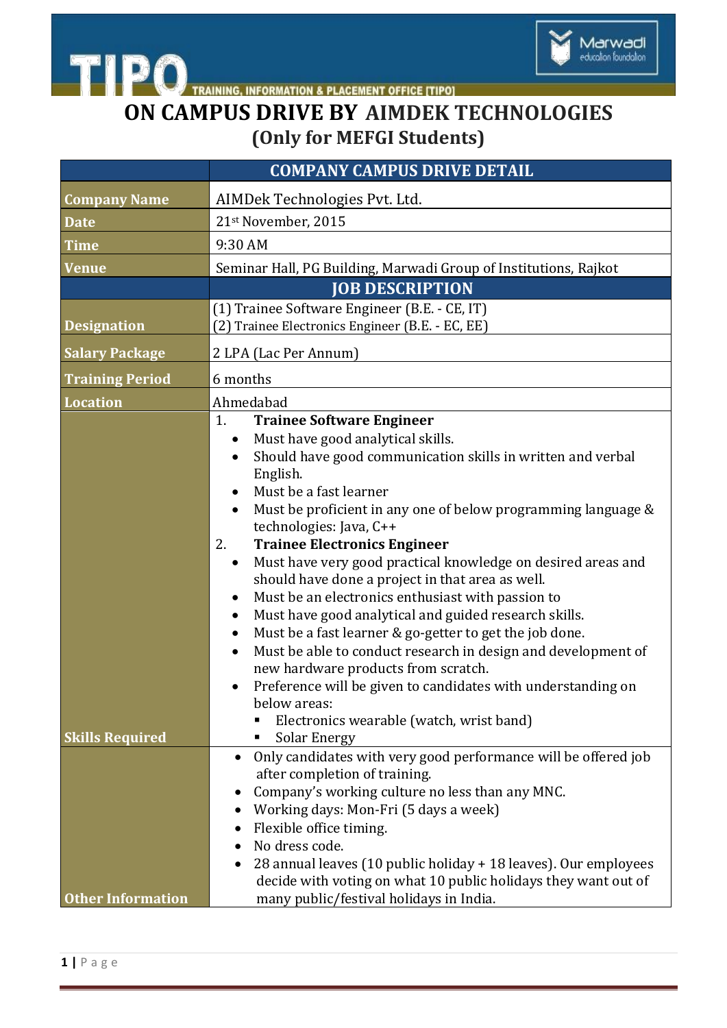# ON CAMPUS DRIVE BY AIMDEK TECHNOLOGIES

## (Only for MEFGI Students)

| COMPANY CAMPUS DRIVE DETAIL | |
|---|---|
| **Company Name** | AIMDek Technologies Pvt. Ltd. |
| **Date** | 21st November, 2015 |
| **Time** | 9:30 AM |
| **Venue** | Seminar Hall, PG Building, Marwadi Group of Institutions, Rajkot |
| **JOB DESCRIPTION** | |
| **Designation** | (1) Trainee Software Engineer (B.E. - CE, IT)<br>(2) Trainee Electronics Engineer (B.E. - EC, EE) |
| **Salary Package** | 2 LPA (Lac Per Annum) |
| **Training Period** | 6 months |
| **Location** | Ahmedabad |
| **Skills Required** | 1. **Trainee Software Engineer**<br>• Must have good analytical skills.<br>• Should have good communication skills in written and verbal English.<br>• Must be a fast learner<br>• Must be proficient in any one of below programming language & technologies: Java, C++<br>2. **Trainee Electronics Engineer**<br>• Must have very good practical knowledge on desired areas and should have done a project in that area as well.<br>• Must be an electronics enthusiast with passion to<br>• Must have good analytical and guided research skills.<br>• Must be a fast learner & go-getter to get the job done.<br>• Must be able to conduct research in design and development of new hardware products from scratch.<br>• Preference will be given to candidates with understanding on below areas:<br>▪ Electronics wearable (watch, wrist band)<br>▪ Solar Energy |
| **Other Information** | • Only candidates with very good performance will be offered job after completion of training.<br>• Company's working culture no less than any MNC.<br>• Working days: Mon-Fri (5 days a week)<br>• Flexible office timing.<br>• No dress code.<br>• 28 annual leaves (10 public holiday + 18 leaves). Our employees decide with voting on what 10 public holidays they want out of many public/festival holidays in India. |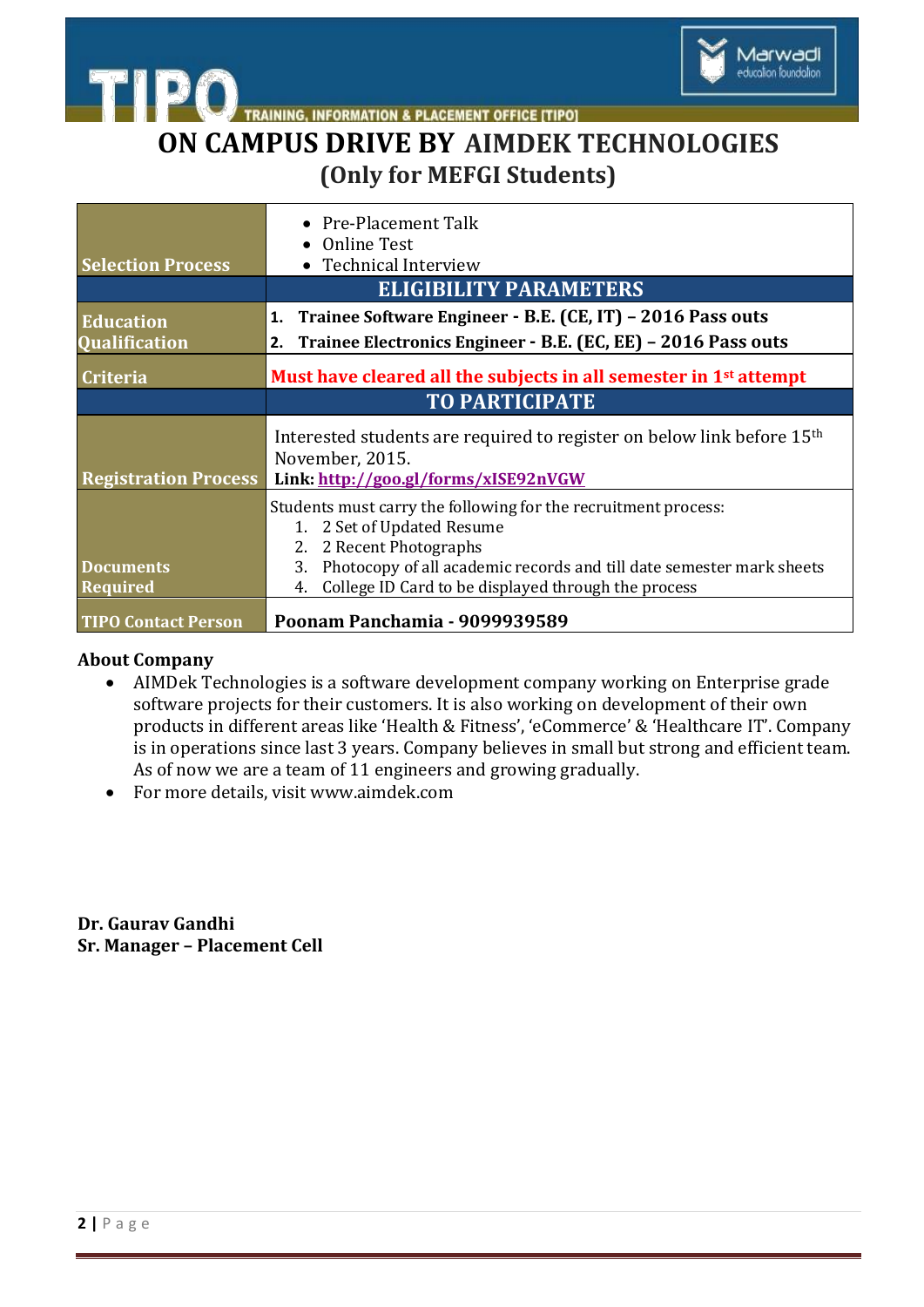TIPO TRAINING, INFORMATION & PLACEMENT OFFICE [TIPO]

Marwadi education foundation

# ON CAMPUS DRIVE BY AIMDEK TECHNOLOGIES
## (Only for MEFGI Students)

| | |
|---|---|
| **Selection Process** | • Pre-Placement Talk<br>• Online Test<br>• Technical Interview |
| | **ELIGIBILITY PARAMETERS** |
| **Education Qualification** | 1. **Trainee Software Engineer - B.E. (CE, IT) – 2016 Pass outs**<br>2. **Trainee Electronics Engineer - B.E. (EC, EE) – 2016 Pass outs** |
| **Criteria** | **Must have cleared all the subjects in all semester in 1st attempt** |
| | **TO PARTICIPATE** |
| **Registration Process** | Interested students are required to register on below link before 15th November, 2015.<br>**Link: http://goo.gl/forms/xISE92nVGW** |
| **Documents Required** | Students must carry the following for the recruitment process:<br>1. 2 Set of Updated Resume<br>2. 2 Recent Photographs<br>3. Photocopy of all academic records and till date semester mark sheets<br>4. College ID Card to be displayed through the process |
| **TIPO Contact Person** | **Poonam Panchamia - 9099939589** |

**About Company**

- AIMDek Technologies is a software development company working on Enterprise grade software projects for their customers. It is also working on development of their own products in different areas like 'Health & Fitness', 'eCommerce' & 'Healthcare IT'. Company is in operations since last 3 years. Company believes in small but strong and efficient team. As of now we are a team of 11 engineers and growing gradually.
- For more details, visit www.aimdek.com

**Dr. Gaurav Gandhi**
**Sr. Manager – Placement Cell**